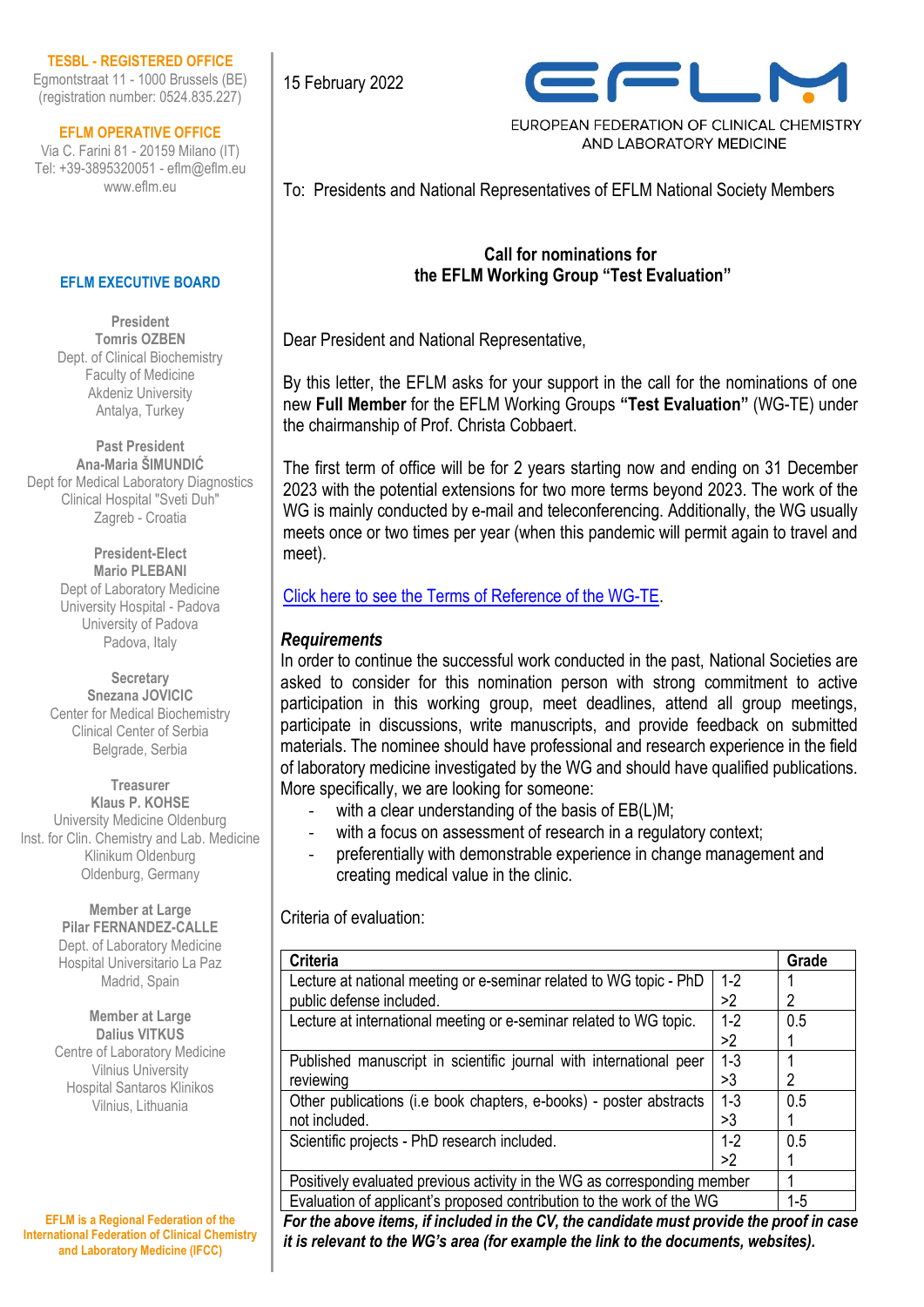**TESBL - REGISTERED OFFICE**
Egmontstraat 11 - 1000 Brussels (BE)
(registration number: 0524.835.227)

**EFLM OPERATIVE OFFICE**
Via C. Farini 81 - 20159 Milano (IT)
Tel: +39-3895320051 - eflm@eflm.eu
www.eflm.eu

**EFLM EXECUTIVE BOARD**

**President**
**Tomris OZBEN**
Dept. of Clinical Biochemistry
Faculty of Medicine
Akdeniz University
Antalya, Turkey

**Past President**
**Ana-Maria ŠIMUNDIĆ**
Dept for Medical Laboratory Diagnostics
Clinical Hospital "Sveti Duh"
Zagreb - Croatia

**President-Elect**
**Mario PLEBANI**
Dept of Laboratory Medicine
University Hospital - Padova
University of Padova
Padova, Italy

**Secretary**
**Snezana JOVICIC**
Center for Medical Biochemistry
Clinical Center of Serbia
Belgrade, Serbia

**Treasurer**
**Klaus P. KOHSE**
University Medicine Oldenburg
Inst. for Clin. Chemistry and Lab. Medicine
Klinikum Oldenburg
Oldenburg, Germany

**Member at Large**
**Pilar FERNANDEZ-CALLE**
Dept. of Laboratory Medicine
Hospital Universitario La Paz
Madrid, Spain

**Member at Large**
**Dalius VITKUS**
Centre of Laboratory Medicine
Vilnius University
Hospital Santaros Klinikos
Vilnius, Lithuania

**EFLM is a Regional Federation of the International Federation of Clinical Chemistry and Laboratory Medicine (IFCC)**

---

15 February 2022

EFLM
EUROPEAN FEDERATION OF CLINICAL CHEMISTRY AND LABORATORY MEDICINE

To: Presidents and National Representatives of EFLM National Society Members

## Call for nominations for the EFLM Working Group "Test Evaluation"

Dear President and National Representative,

By this letter, the EFLM asks for your support in the call for the nominations of one new **Full Member** for the EFLM Working Groups **"Test Evaluation"** (WG-TE) under the chairmanship of Prof. Christa Cobbaert.

The first term of office will be for 2 years starting now and ending on 31 December 2023 with the potential extensions for two more terms beyond 2023. The work of the WG is mainly conducted by e-mail and teleconferencing. Additionally, the WG usually meets once or two times per year (when this pandemic will permit again to travel and meet).

Click here to see the Terms of Reference of the WG-TE.

### *Requirements*

In order to continue the successful work conducted in the past, National Societies are asked to consider for this nomination person with strong commitment to active participation in this working group, meet deadlines, attend all group meetings, participate in discussions, write manuscripts, and provide feedback on submitted materials. The nominee should have professional and research experience in the field of laboratory medicine investigated by the WG and should have qualified publications. More specifically, we are looking for someone:

- with a clear understanding of the basis of EB(L)M;
- with a focus on assessment of research in a regulatory context;
- preferentially with demonstrable experience in change management and creating medical value in the clinic.

Criteria of evaluation:

| Criteria | | Grade |
|---|---|---|
| Lecture at national meeting or e-seminar related to WG topic - PhD public defense included. | 1-2<br>>2 | 1<br>2 |
| Lecture at international meeting or e-seminar related to WG topic. | 1-2<br>>2 | 0.5<br>1 |
| Published manuscript in scientific journal with international peer reviewing | 1-3<br>>3 | 1<br>2 |
| Other publications (i.e book chapters, e-books) - poster abstracts not included. | 1-3<br>>3 | 0.5<br>1 |
| Scientific projects - PhD research included. | 1-2<br>>2 | 0.5<br>1 |
| Positively evaluated previous activity in the WG as corresponding member | | 1 |
| Evaluation of applicant's proposed contribution to the work of the WG | | 1-5 |

***For the above items, if included in the CV, the candidate must provide the proof in case it is relevant to the WG's area (for example the link to the documents, websites).***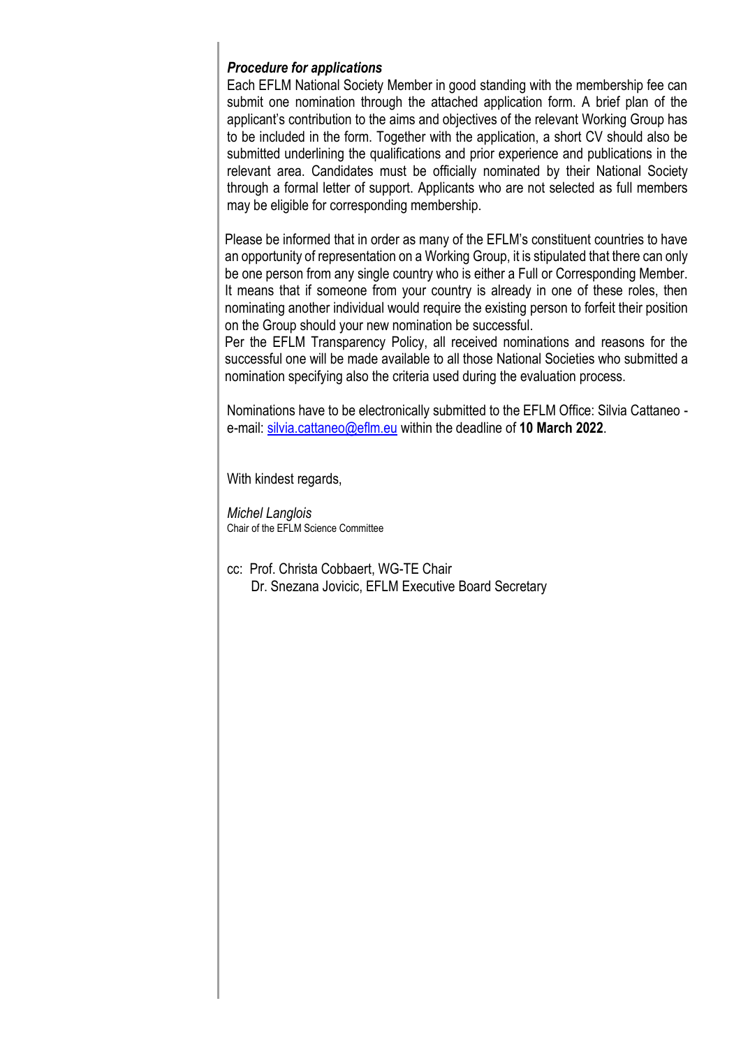***Procedure for applications***

Each EFLM National Society Member in good standing with the membership fee can submit one nomination through the attached application form. A brief plan of the applicant's contribution to the aims and objectives of the relevant Working Group has to be included in the form. Together with the application, a short CV should also be submitted underlining the qualifications and prior experience and publications in the relevant area. Candidates must be officially nominated by their National Society through a formal letter of support. Applicants who are not selected as full members may be eligible for corresponding membership.

Please be informed that in order as many of the EFLM's constituent countries to have an opportunity of representation on a Working Group, it is stipulated that there can only be one person from any single country who is either a Full or Corresponding Member. It means that if someone from your country is already in one of these roles, then nominating another individual would require the existing person to forfeit their position on the Group should your new nomination be successful.

Per the EFLM Transparency Policy, all received nominations and reasons for the successful one will be made available to all those National Societies who submitted a nomination specifying also the criteria used during the evaluation process.

Nominations have to be electronically submitted to the EFLM Office: Silvia Cattaneo - e-mail: silvia.cattaneo@eflm.eu within the deadline of **10 March 2022**.

With kindest regards,

*Michel Langlois*
Chair of the EFLM Science Committee

cc: Prof. Christa Cobbaert, WG-TE Chair
Dr. Snezana Jovicic, EFLM Executive Board Secretary